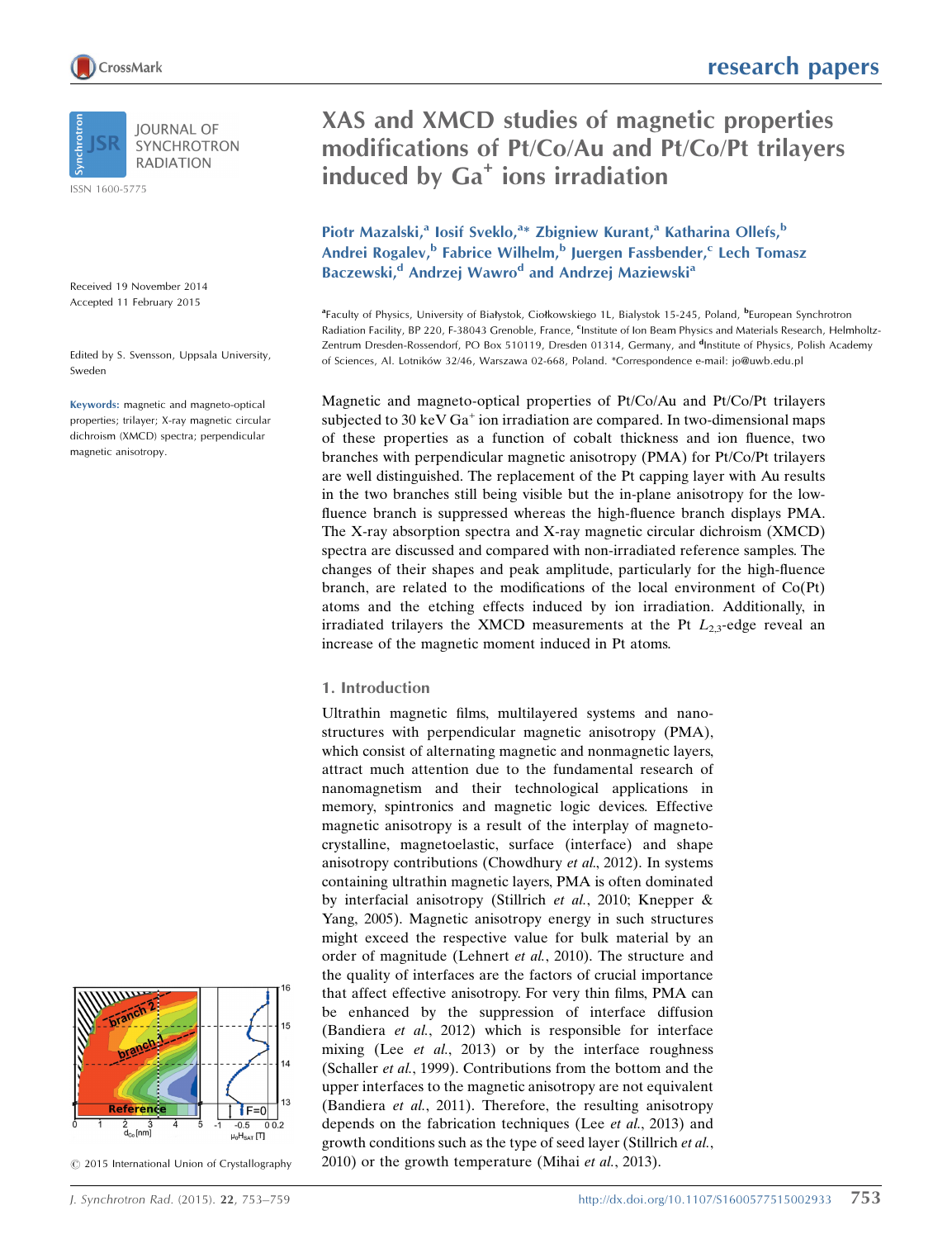# XAS and XMCD studies of magnetic properties modifications of Pt/Co/Au and Pt/Co/Pt trilayers induced by $Ga^+$ ions irradiation

Piotr Mazalski,[a] Iosif Sveklo,[a*] Zbigniew Kurant,[a] Katharina Ollefs,[b] Andrei Rogalev,[b] Fabrice Wilhelm,[b] Juergen Fassbender,[c] Lech Tomasz Baczewski,[d] Andrzej Wawro[d] and Andrzej Maziewski[a]

[a]Faculty of Physics, University of Białystok, Ciołkowskiego 1L, Bialystok 15-245, Poland, [b]European Synchrotron Radiation Facility, BP 220, F-38043 Grenoble, France, [c]Institute of Ion Beam Physics and Materials Research, Helmholtz-Zentrum Dresden-Rossendorf, PO Box 510119, Dresden 01314, Germany, and [d]Institute of Physics, Polish Academy of Sciences, Al. Lotników 32/46, Warszawa 02-668, Poland. *Correspondence e-mail: jo@uwb.edu.pl

Received 19 November 2014
Accepted 11 February 2015

Edited by S. Svensson, Uppsala University, Sweden

**Keywords:** magnetic and magneto-optical properties; trilayer; X-ray magnetic circular dichroism (XMCD) spectra; perpendicular magnetic anisotropy.

Magnetic and magneto-optical properties of Pt/Co/Au and Pt/Co/Pt trilayers subjected to 30 keV $Ga^+$ ion irradiation are compared. In two-dimensional maps of these properties as a function of cobalt thickness and ion fluence, two branches with perpendicular magnetic anisotropy (PMA) for Pt/Co/Pt trilayers are well distinguished. The replacement of the Pt capping layer with Au results in the two branches still being visible but the in-plane anisotropy for the low-fluence branch is suppressed whereas the high-fluence branch displays PMA. The X-ray absorption spectra and X-ray magnetic circular dichroism (XMCD) spectra are discussed and compared with non-irradiated reference samples. The changes of their shapes and peak amplitude, particularly for the high-fluence branch, are related to the modifications of the local environment of Co(Pt) atoms and the etching effects induced by ion irradiation. Additionally, in irradiated trilayers the XMCD measurements at the Pt $L_{2,3}$-edge reveal an increase of the magnetic moment induced in Pt atoms.

## 1. Introduction

Ultrathin magnetic films, multilayered systems and nanostructures with perpendicular magnetic anisotropy (PMA), which consist of alternating magnetic and nonmagnetic layers, attract much attention due to the fundamental research of nanomagnetism and their technological applications in memory, spintronics and magnetic logic devices. Effective magnetic anisotropy is a result of the interplay of magnetocrystalline, magnetoelastic, surface (interface) and shape anisotropy contributions (Chowdhury *et al.*, 2012). In systems containing ultrathin magnetic layers, PMA is often dominated by interfacial anisotropy (Stillrich *et al.*, 2010; Knepper & Yang, 2005). Magnetic anisotropy energy in such structures might exceed the respective value for bulk material by an order of magnitude (Lehnert *et al.*, 2010). The structure and the quality of interfaces are the factors of crucial importance that affect effective anisotropy. For very thin films, PMA can be enhanced by the suppression of interface diffusion (Bandiera *et al.*, 2012) which is responsible for interface mixing (Lee *et al.*, 2013) or by the interface roughness (Schaller *et al.*, 1999). Contributions from the bottom and the upper interfaces to the magnetic anisotropy are not equivalent (Bandiera *et al.*, 2011). Therefore, the resulting anisotropy depends on the fabrication techniques (Lee *et al.*, 2013) and growth conditions such as the type of seed layer (Stillrich *et al.*, 2010) or the growth temperature (Mihai *et al.*, 2013).

© 2015 International Union of Crystallography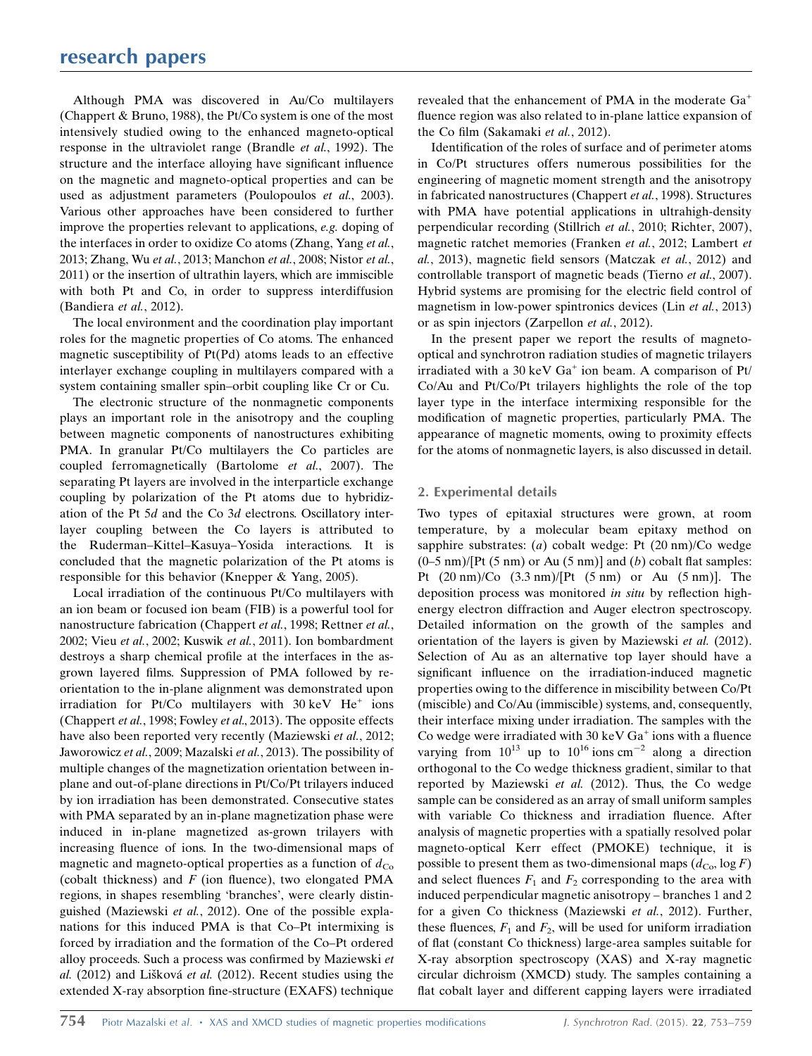Although PMA was discovered in Au/Co multilayers (Chappert & Bruno, 1988), the Pt/Co system is one of the most intensively studied owing to the enhanced magneto-optical response in the ultraviolet range (Brandle *et al.*, 1992). The structure and the interface alloying have significant influence on the magnetic and magneto-optical properties and can be used as adjustment parameters (Poulopoulos *et al.*, 2003). Various other approaches have been considered to further improve the properties relevant to applications, *e.g.* doping of the interfaces in order to oxidize Co atoms (Zhang, Yang *et al.*, 2013; Zhang, Wu *et al.*, 2013; Manchon *et al.*, 2008; Nistor *et al.*, 2011) or the insertion of ultrathin layers, which are immiscible with both Pt and Co, in order to suppress interdiffusion (Bandiera *et al.*, 2012).

The local environment and the coordination play important roles for the magnetic properties of Co atoms. The enhanced magnetic susceptibility of Pt(Pd) atoms leads to an effective interlayer exchange coupling in multilayers compared with a system containing smaller spin–orbit coupling like Cr or Cu.

The electronic structure of the nonmagnetic components plays an important role in the anisotropy and the coupling between magnetic components of nanostructures exhibiting PMA. In granular Pt/Co multilayers the Co particles are coupled ferromagnetically (Bartolome *et al.*, 2007). The separating Pt layers are involved in the interparticle exchange coupling by polarization of the Pt atoms due to hybridization of the Pt 5*d* and the Co 3*d* electrons. Oscillatory interlayer coupling between the Co layers is attributed to the Ruderman–Kittel–Kasuya–Yosida interactions. It is concluded that the magnetic polarization of the Pt atoms is responsible for this behavior (Knepper & Yang, 2005).

Local irradiation of the continuous Pt/Co multilayers with an ion beam or focused ion beam (FIB) is a powerful tool for nanostructure fabrication (Chappert *et al.*, 1998; Rettner *et al.*, 2002; Vieu *et al.*, 2002; Kuswik *et al.*, 2011). Ion bombardment destroys a sharp chemical profile at the interfaces in the as-grown layered films. Suppression of PMA followed by reorientation to the in-plane alignment was demonstrated upon irradiation for Pt/Co multilayers with 30 keV $He^+$ ions (Chappert *et al.*, 1998; Fowley *et al.*, 2013). The opposite effects have also been reported very recently (Maziewski *et al.*, 2012; Jaworowicz *et al.*, 2009; Mazalski *et al.*, 2013). The possibility of multiple changes of the magnetization orientation between in-plane and out-of-plane directions in Pt/Co/Pt trilayers induced by ion irradiation has been demonstrated. Consecutive states with PMA separated by an in-plane magnetization phase were induced in in-plane magnetized as-grown trilayers with increasing fluence of ions. In the two-dimensional maps of magnetic and magneto-optical properties as a function of $d_{\rm Co}$ (cobalt thickness) and $F$ (ion fluence), two elongated PMA regions, in shapes resembling 'branches', were clearly distinguished (Maziewski *et al.*, 2012). One of the possible explanations for this induced PMA is that Co–Pt intermixing is forced by irradiation and the formation of the Co–Pt ordered alloy proceeds. Such a process was confirmed by Maziewski *et al.* (2012) and Lišková *et al.* (2012). Recent studies using the extended X-ray absorption fine-structure (EXAFS) technique revealed that the enhancement of PMA in the moderate $Ga^+$ fluence region was also related to in-plane lattice expansion of the Co film (Sakamaki *et al.*, 2012).

Identification of the roles of surface and of perimeter atoms in Co/Pt structures offers numerous possibilities for the engineering of magnetic moment strength and the anisotropy in fabricated nanostructures (Chappert *et al.*, 1998). Structures with PMA have potential applications in ultrahigh-density perpendicular recording (Stillrich *et al.*, 2010; Richter, 2007), magnetic ratchet memories (Franken *et al.*, 2012; Lambert *et al.*, 2013), magnetic field sensors (Matczak *et al.*, 2012) and controllable transport of magnetic beads (Tierno *et al.*, 2007). Hybrid systems are promising for the electric field control of magnetism in low-power spintronics devices (Lin *et al.*, 2013) or as spin injectors (Zarpellon *et al.*, 2012).

In the present paper we report the results of magneto-optical and synchrotron radiation studies of magnetic trilayers irradiated with a 30 keV $Ga^+$ ion beam. A comparison of Pt/Co/Au and Pt/Co/Pt trilayers highlights the role of the top layer type in the interface intermixing responsible for the modification of magnetic properties, particularly PMA. The appearance of magnetic moments, owing to proximity effects for the atoms of nonmagnetic layers, is also discussed in detail.

## 2. Experimental details

Two types of epitaxial structures were grown, at room temperature, by a molecular beam epitaxy method on sapphire substrates: (*a*) cobalt wedge: Pt (20 nm)/Co wedge (0–5 nm)/[Pt (5 nm) or Au (5 nm)] and (*b*) cobalt flat samples: Pt (20 nm)/Co (3.3 nm)/[Pt (5 nm) or Au (5 nm)]. The deposition process was monitored *in situ* by reflection high-energy electron diffraction and Auger electron spectroscopy. Detailed information on the growth of the samples and orientation of the layers is given by Maziewski *et al.* (2012). Selection of Au as an alternative top layer should have a significant influence on the irradiation-induced magnetic properties owing to the difference in miscibility between Co/Pt (miscible) and Co/Au (immiscible) systems, and, consequently, their interface mixing under irradiation. The samples with the Co wedge were irradiated with 30 keV $Ga^+$ ions with a fluence varying from $10^{13}$ up to $10^{16}$ ions cm$^{-2}$ along a direction orthogonal to the Co wedge thickness gradient, similar to that reported by Maziewski *et al.* (2012). Thus, the Co wedge sample can be considered as an array of small uniform samples with variable Co thickness and irradiation fluence. After analysis of magnetic properties with a spatially resolved polar magneto-optical Kerr effect (PMOKE) technique, it is possible to present them as two-dimensional maps ($d_{\rm Co}$, $\log F$) and select fluences $F_1$ and $F_2$ corresponding to the area with induced perpendicular magnetic anisotropy – branches 1 and 2 for a given Co thickness (Maziewski *et al.*, 2012). Further, these fluences, $F_1$ and $F_2$, will be used for uniform irradiation of flat (constant Co thickness) large-area samples suitable for X-ray absorption spectroscopy (XAS) and X-ray magnetic circular dichroism (XMCD) study. The samples containing a flat cobalt layer and different capping layers were irradiated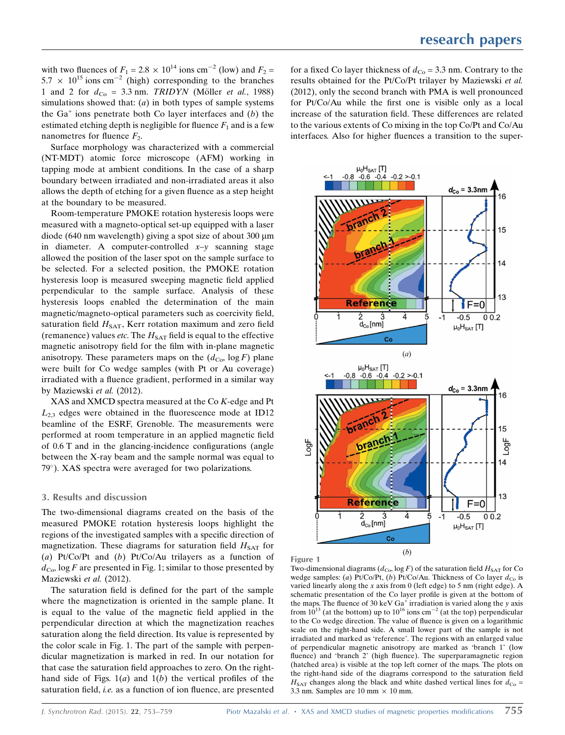with two fluences of $F_1 = 2.8 \times 10^{14}$ ions cm$^{-2}$ (low) and $F_2 = 5.7 \times 10^{15}$ ions cm$^{-2}$ (high) corresponding to the branches 1 and 2 for $d_{Co}$ = 3.3 nm. *TRIDYN* (Möller *et al.*, 1988) simulations showed that: (*a*) in both types of sample systems the Ga$^+$ ions penetrate both Co layer interfaces and (*b*) the estimated etching depth is negligible for fluence $F_1$ and is a few nanometres for fluence $F_2$.

Surface morphology was characterized with a commercial (NT-MDT) atomic force microscope (AFM) working in tapping mode at ambient conditions. In the case of a sharp boundary between irradiated and non-irradiated areas it also allows the depth of etching for a given fluence as a step height at the boundary to be measured.

Room-temperature PMOKE rotation hysteresis loops were measured with a magneto-optical set-up equipped with a laser diode (640 nm wavelength) giving a spot size of about 300 µm in diameter. A computer-controlled *x*–*y* scanning stage allowed the position of the laser spot on the sample surface to be selected. For a selected position, the PMOKE rotation hysteresis loop is measured sweeping magnetic field applied perpendicular to the sample surface. Analysis of these hysteresis loops enabled the determination of the main magnetic/magneto-optical parameters such as coercivity field, saturation field $H_{SAT}$, Kerr rotation maximum and zero field (remanence) values *etc.* The $H_{SAT}$ field is equal to the effective magnetic anisotropy field for the film with in-plane magnetic anisotropy. These parameters maps on the ($d_{Co}$, log $F$) plane were built for Co wedge samples (with Pt or Au coverage) irradiated with a fluence gradient, performed in a similar way by Maziewski *et al.* (2012).

XAS and XMCD spectra measured at the Co *K*-edge and Pt $L_{2,3}$ edges were obtained in the fluorescence mode at ID12 beamline of the ESRF, Grenoble. The measurements were performed at room temperature in an applied magnetic field of 0.6 T and in the glancing-incidence configurations (angle between the X-ray beam and the sample normal was equal to 79°). XAS spectra were averaged for two polarizations.

## 3. Results and discussion

The two-dimensional diagrams created on the basis of the measured PMOKE rotation hysteresis loops highlight the regions of the investigated samples with a specific direction of magnetization. These diagrams for saturation field $H_{SAT}$ for (*a*) Pt/Co/Pt and (*b*) Pt/Co/Au trilayers as a function of $d_{Co}$, log $F$ are presented in Fig. 1; similar to those presented by Maziewski *et al.* (2012).

The saturation field is defined for the part of the sample where the magnetization is oriented in the sample plane. It is equal to the value of the magnetic field applied in the perpendicular direction at which the magnetization reaches saturation along the field direction. Its value is represented by the color scale in Fig. 1. The part of the sample with perpendicular magnetization is marked in red. In our notation for that case the saturation field approaches to zero. On the right-hand side of Figs. 1(*a*) and 1(*b*) the vertical profiles of the saturation field, *i.e.* as a function of ion fluence, are presented for a fixed Co layer thickness of $d_{Co}$ = 3.3 nm. Contrary to the results obtained for the Pt/Co/Pt trilayer by Maziewski *et al.* (2012), only the second branch with PMA is well pronounced for Pt/Co/Au while the first one is visible only as a local increase of the saturation field. These differences are related to the various extents of Co mixing in the top Co/Pt and Co/Au interfaces. Also for higher fluences a transition to the super-

**Figure 1**
Two-dimensional diagrams ($d_{Co}$, log $F$) of the saturation field $H_{SAT}$ for Co wedge samples: (*a*) Pt/Co/Pt, (*b*) Pt/Co/Au. Thickness of Co layer $d_{Co}$ is varied linearly along the *x* axis from 0 (left edge) to 5 nm (right edge). A schematic presentation of the Co layer profile is given at the bottom of the maps. The fluence of 30 keV Ga$^+$ irradiation is varied along the *y* axis from $10^{13}$ (at the bottom) up to $10^{16}$ ions cm$^{-2}$ (at the top) perpendicular to the Co wedge direction. The value of fluence is given on a logarithmic scale on the right-hand side. A small lower part of the sample is not irradiated and marked as 'reference'. The regions with an enlarged value of perpendicular magnetic anisotropy are marked as 'branch 1' (low fluence) and 'branch 2' (high fluence). The superparamagnetic region (hatched area) is visible at the top left corner of the maps. The plots on the right-hand side of the diagrams correspond to the saturation field $H_{SAT}$ changes along the black and white dashed vertical lines for $d_{Co}$ = 3.3 nm. Samples are 10 mm × 10 mm.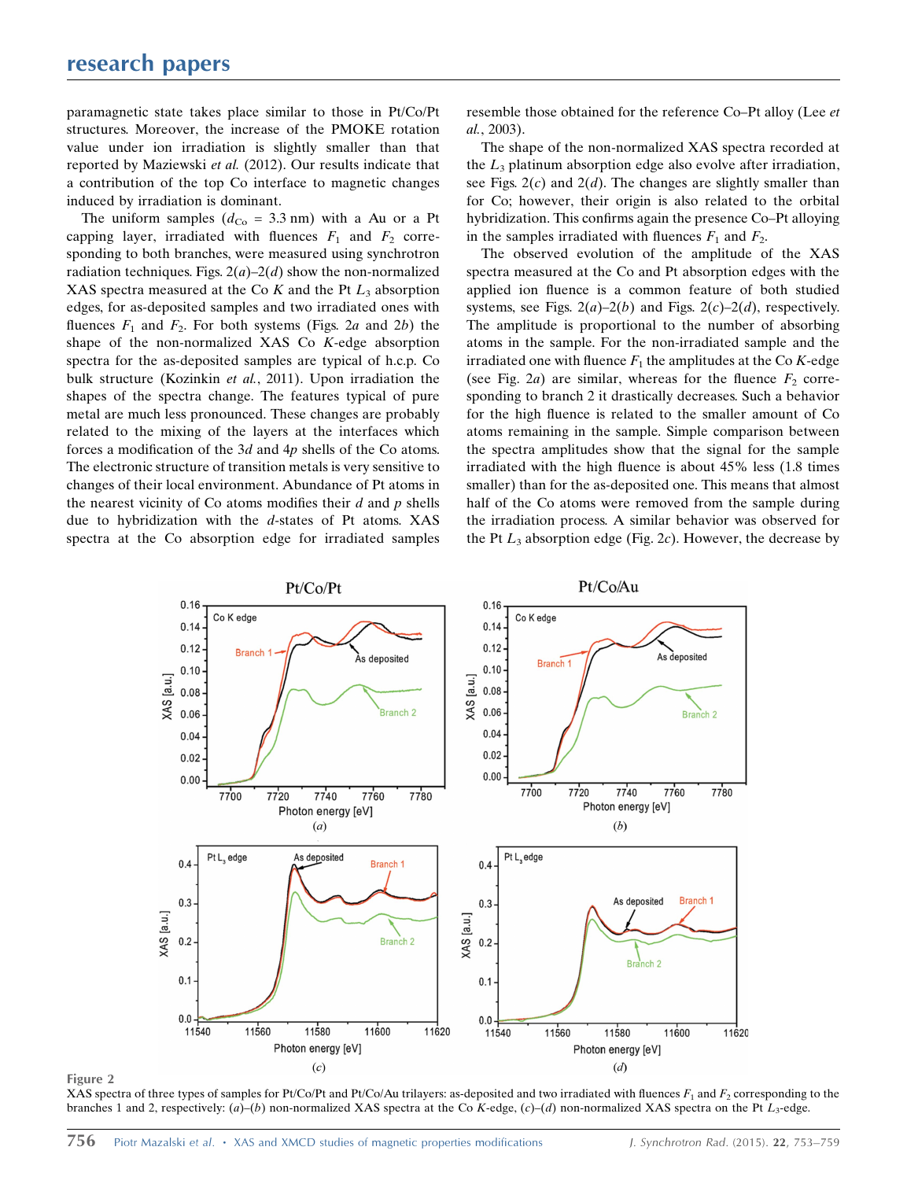paramagnetic state takes place similar to those in Pt/Co/Pt structures. Moreover, the increase of the PMOKE rotation value under ion irradiation is slightly smaller than that reported by Maziewski *et al.* (2012). Our results indicate that a contribution of the top Co interface to magnetic changes induced by irradiation is dominant.

The uniform samples ($d_{Co}$ = 3.3 nm) with a Au or a Pt capping layer, irradiated with fluences $F_1$ and $F_2$ corresponding to both branches, were measured using synchrotron radiation techniques. Figs. 2(*a*)–2(*d*) show the non-normalized XAS spectra measured at the Co *K* and the Pt $L_3$ absorption edges, for as-deposited samples and two irradiated ones with fluences $F_1$ and $F_2$. For both systems (Figs. 2*a* and 2*b*) the shape of the non-normalized XAS Co *K*-edge absorption spectra for the as-deposited samples are typical of h.c.p. Co bulk structure (Kozinkin *et al.*, 2011). Upon irradiation the shapes of the spectra change. The features typical of pure metal are much less pronounced. These changes are probably related to the mixing of the layers at the interfaces which forces a modification of the 3*d* and 4*p* shells of the Co atoms. The electronic structure of transition metals is very sensitive to changes of their local environment. Abundance of Pt atoms in the nearest vicinity of Co atoms modifies their *d* and *p* shells due to hybridization with the *d*-states of Pt atoms. XAS spectra at the Co absorption edge for irradiated samples resemble those obtained for the reference Co–Pt alloy (Lee *et al.*, 2003).

The shape of the non-normalized XAS spectra recorded at the $L_3$ platinum absorption edge also evolve after irradiation, see Figs. 2(*c*) and 2(*d*). The changes are slightly smaller than for Co; however, their origin is also related to the orbital hybridization. This confirms again the presence Co–Pt alloying in the samples irradiated with fluences $F_1$ and $F_2$.

The observed evolution of the amplitude of the XAS spectra measured at the Co and Pt absorption edges with the applied ion fluence is a common feature of both studied systems, see Figs. 2(*a*)–2(*b*) and Figs. 2(*c*)–2(*d*), respectively. The amplitude is proportional to the number of absorbing atoms in the sample. For the non-irradiated sample and the irradiated one with fluence $F_1$ the amplitudes at the Co *K*-edge (see Fig. 2*a*) are similar, whereas for the fluence $F_2$ corresponding to branch 2 it drastically decreases. Such a behavior for the high fluence is related to the smaller amount of Co atoms remaining in the sample. Simple comparison between the spectra amplitudes show that the signal for the sample irradiated with the high fluence is about 45% less (1.8 times smaller) than for the as-deposited one. This means that almost half of the Co atoms were removed from the sample during the irradiation process. A similar behavior was observed for the Pt $L_3$ absorption edge (Fig. 2*c*). However, the decrease by

**Figure 2**
XAS spectra of three types of samples for Pt/Co/Pt and Pt/Co/Au trilayers: as-deposited and two irradiated with fluences $F_1$ and $F_2$ corresponding to the branches 1 and 2, respectively: (*a*)–(*b*) non-normalized XAS spectra at the Co *K*-edge, (*c*)–(*d*) non-normalized XAS spectra on the Pt $L_3$-edge.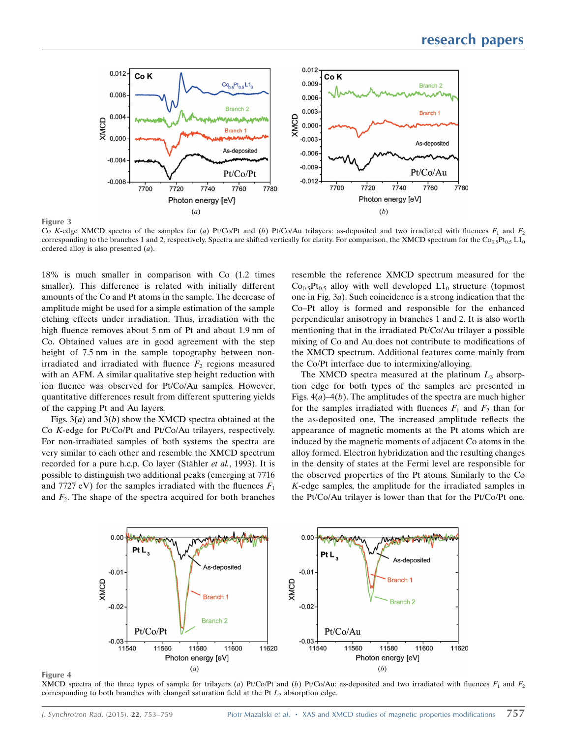Figure 3

Co $K$-edge XMCD spectra of the samples for (*a*) Pt/Co/Pt and (*b*) Pt/Co/Au trilayers: as-deposited and two irradiated with fluences $F_1$ and $F_2$ corresponding to the branches 1 and 2, respectively. Spectra are shifted vertically for clarity. For comparison, the XMCD spectrum for the $Co_{0.5}Pt_{0.5}$ $L1_0$ ordered alloy is also presented (*a*).

18% is much smaller in comparison with Co (1.2 times smaller). This difference is related with initially different amounts of the Co and Pt atoms in the sample. The decrease of amplitude might be used for a simple estimation of the sample etching effects under irradiation. Thus, irradiation with the high fluence removes about 5 nm of Pt and about 1.9 nm of Co. Obtained values are in good agreement with the step height of 7.5 nm in the sample topography between non-irradiated and irradiated with fluence $F_2$ regions measured with an AFM. A similar qualitative step height reduction with ion fluence was observed for Pt/Co/Au samples. However, quantitative differences result from different sputtering yields of the capping Pt and Au layers.

Figs. 3(*a*) and 3(*b*) show the XMCD spectra obtained at the Co $K$-edge for Pt/Co/Pt and Pt/Co/Au trilayers, respectively. For non-irradiated samples of both systems the spectra are very similar to each other and resemble the XMCD spectrum recorded for a pure h.c.p. Co layer (Stähler *et al.*, 1993). It is possible to distinguish two additional peaks (emerging at 7716 and 7727 eV) for the samples irradiated with the fluences $F_1$ and $F_2$. The shape of the spectra acquired for both branches resemble the reference XMCD spectrum measured for the $Co_{0.5}Pt_{0.5}$ alloy with well developed $L1_0$ structure (topmost one in Fig. 3*a*). Such coincidence is a strong indication that the Co–Pt alloy is formed and responsible for the enhanced perpendicular anisotropy in branches 1 and 2. It is also worth mentioning that in the irradiated Pt/Co/Au trilayer a possible mixing of Co and Au does not contribute to modifications of the XMCD spectrum. Additional features come mainly from the Co/Pt interface due to intermixing/alloying.

The XMCD spectra measured at the platinum $L_3$ absorption edge for both types of the samples are presented in Figs. 4(*a*)–4(*b*). The amplitudes of the spectra are much higher for the samples irradiated with fluences $F_1$ and $F_2$ than for the as-deposited one. The increased amplitude reflects the appearance of magnetic moments at the Pt atoms which are induced by the magnetic moments of adjacent Co atoms in the alloy formed. Electron hybridization and the resulting changes in the density of states at the Fermi level are responsible for the observed properties of the Pt atoms. Similarly to the Co $K$-edge samples, the amplitude for the irradiated samples in the Pt/Co/Au trilayer is lower than that for the Pt/Co/Pt one.

Figure 4

XMCD spectra of the three types of sample for trilayers (*a*) Pt/Co/Pt and (*b*) Pt/Co/Au: as-deposited and two irradiated with fluences $F_1$ and $F_2$ corresponding to both branches with changed saturation field at the Pt $L_3$ absorption edge.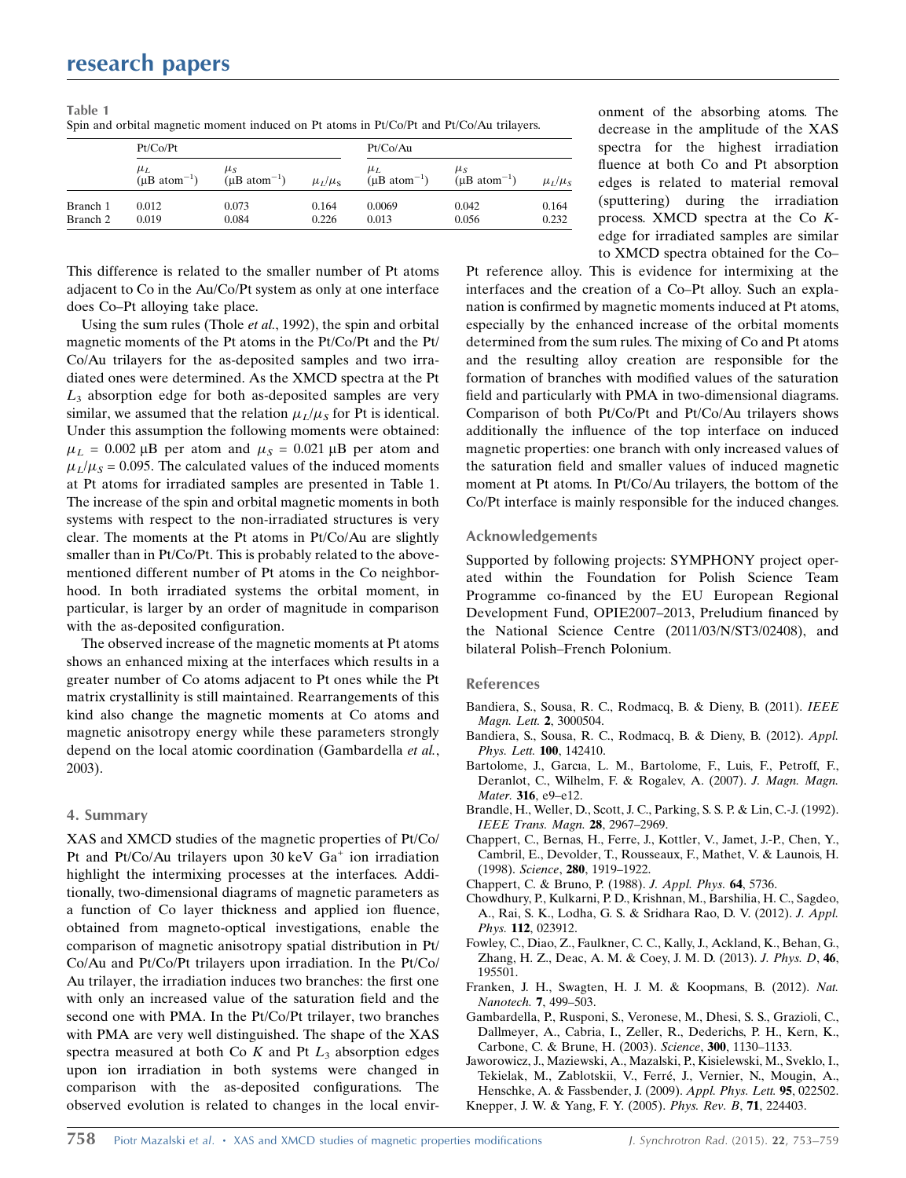Table 1
Spin and orbital magnetic moment induced on Pt atoms in Pt/Co/Pt and Pt/Co/Au trilayers.

| | Pt/Co/Pt | | | Pt/Co/Au | | |
|---|---|---|---|---|---|---|
| | $\mu_L$ (μB atom$^{-1}$) | $\mu_S$ (μB atom$^{-1}$) | $\mu_L/\mu_S$ | $\mu_L$ (μB atom$^{-1}$) | $\mu_S$ (μB atom$^{-1}$) | $\mu_L/\mu_S$ |
| Branch 1 | 0.012 | 0.073 | 0.164 | 0.0069 | 0.042 | 0.164 |
| Branch 2 | 0.019 | 0.084 | 0.226 | 0.013 | 0.056 | 0.232 |

This difference is related to the smaller number of Pt atoms adjacent to Co in the Au/Co/Pt system as only at one interface does Co–Pt alloying take place.

Using the sum rules (Thole *et al.*, 1992), the spin and orbital magnetic moments of the Pt atoms in the Pt/Co/Pt and the Pt/Co/Au trilayers for the as-deposited samples and two irradiated ones were determined. As the XMCD spectra at the Pt $L_3$ absorption edge for both as-deposited samples are very similar, we assumed that the relation $\mu_L/\mu_S$ for Pt is identical. Under this assumption the following moments were obtained: $\mu_L$ = 0.002 μB per atom and $\mu_S$ = 0.021 μB per atom and $\mu_L/\mu_S$ = 0.095. The calculated values of the induced moments at Pt atoms for irradiated samples are presented in Table 1. The increase of the spin and orbital magnetic moments in both systems with respect to the non-irradiated structures is very clear. The moments at the Pt atoms in Pt/Co/Au are slightly smaller than in Pt/Co/Pt. This is probably related to the above-mentioned different number of Pt atoms in the Co neighborhood. In both irradiated systems the orbital moment, in particular, is larger by an order of magnitude in comparison with the as-deposited configuration.

The observed increase of the magnetic moments at Pt atoms shows an enhanced mixing at the interfaces which results in a greater number of Co atoms adjacent to Pt ones while the Pt matrix crystallinity is still maintained. Rearrangements of this kind also change the magnetic moments at Co atoms and magnetic anisotropy energy while these parameters strongly depend on the local atomic coordination (Gambardella *et al.*, 2003).

## 4. Summary

XAS and XMCD studies of the magnetic properties of Pt/Co/Pt and Pt/Co/Au trilayers upon 30 keV $Ga^+$ ion irradiation highlight the intermixing processes at the interfaces. Additionally, two-dimensional diagrams of magnetic parameters as a function of Co layer thickness and applied ion fluence, obtained from magneto-optical investigations, enable the comparison of magnetic anisotropy spatial distribution in Pt/Co/Au and Pt/Co/Pt trilayers upon irradiation. In the Pt/Co/Au trilayer, the irradiation induces two branches: the first one with only an increased value of the saturation field and the second one with PMA. In the Pt/Co/Pt trilayer, two branches with PMA are very well distinguished. The shape of the XAS spectra measured at both Co $K$ and Pt $L_3$ absorption edges upon ion irradiation in both systems were changed in comparison with the as-deposited configurations. The observed evolution is related to changes in the local environment of the absorbing atoms. The decrease in the amplitude of the XAS spectra for the highest irradiation fluence at both Co and Pt absorption edges is related to material removal (sputtering) during the irradiation process. XMCD spectra at the Co $K$-edge for irradiated samples are similar to XMCD spectra obtained for the Co–Pt reference alloy. This is evidence for intermixing at the interfaces and the creation of a Co–Pt alloy. Such an explanation is confirmed by magnetic moments induced at Pt atoms, especially by the enhanced increase of the orbital moments determined from the sum rules. The mixing of Co and Pt atoms and the resulting alloy creation are responsible for the formation of branches with modified values of the saturation field and particularly with PMA in two-dimensional diagrams. Comparison of both Pt/Co/Pt and Pt/Co/Au trilayers shows additionally the influence of the top interface on induced magnetic properties: one branch with only increased values of the saturation field and smaller values of induced magnetic moment at Pt atoms. In Pt/Co/Au trilayers, the bottom of the Co/Pt interface is mainly responsible for the induced changes.

### Acknowledgements

Supported by following projects: SYMPHONY project operated within the Foundation for Polish Science Team Programme co-financed by the EU European Regional Development Fund, OPIE2007–2013, Preludium financed by the National Science Centre (2011/03/N/ST3/02408), and bilateral Polish–French Polonium.

### References

Bandiera, S., Sousa, R. C., Rodmacq, B. & Dieny, B. (2011). *IEEE Magn. Lett.* **2**, 3000504.

Bandiera, S., Sousa, R. C., Rodmacq, B. & Dieny, B. (2012). *Appl. Phys. Lett.* **100**, 142410.

Bartolome, J., Garcıa, L. M., Bartolome, F., Luis, F., Petroff, F., Deranlot, C., Wilhelm, F. & Rogalev, A. (2007). *J. Magn. Magn. Mater.* **316**, e9–e12.

Brandle, H., Weller, D., Scott, J. C., Parking, S. S. P. & Lin, C.-J. (1992). *IEEE Trans. Magn.* **28**, 2967–2969.

Chappert, C., Bernas, H., Ferre, J., Kottler, V., Jamet, J.-P., Chen, Y., Cambril, E., Devolder, T., Rousseaux, F., Mathet, V. & Launois, H. (1998). *Science*, **280**, 1919–1922.

Chappert, C. & Bruno, P. (1988). *J. Appl. Phys.* **64**, 5736.

Chowdhury, P., Kulkarni, P. D., Krishnan, M., Barshilia, H. C., Sagdeo, A., Rai, S. K., Lodha, G. S. & Sridhara Rao, D. V. (2012). *J. Appl. Phys.* **112**, 023912.

Fowley, C., Diao, Z., Faulkner, C. C., Kally, J., Ackland, K., Behan, G., Zhang, H. Z., Deac, A. M. & Coey, J. M. D. (2013). *J. Phys. D*, **46**, 195501.

Franken, J. H., Swagten, H. J. M. & Koopmans, B. (2012). *Nat. Nanotech.* **7**, 499–503.

Gambardella, P., Rusponi, S., Veronese, M., Dhesi, S. S., Grazioli, C., Dallmeyer, A., Cabria, I., Zeller, R., Dederichs, P. H., Kern, K., Carbone, C. & Brune, H. (2003). *Science*, **300**, 1130–1133.

Jaworowicz, J., Maziewski, A., Mazalski, P., Kisielewski, M., Sveklo, I., Tekielak, M., Zablotskii, V., Ferré, J., Vernier, N., Mougin, A., Henschke, A. & Fassbender, J. (2009). *Appl. Phys. Lett.* **95**, 022502.

Knepper, J. W. & Yang, F. Y. (2005). *Phys. Rev. B*, **71**, 224403.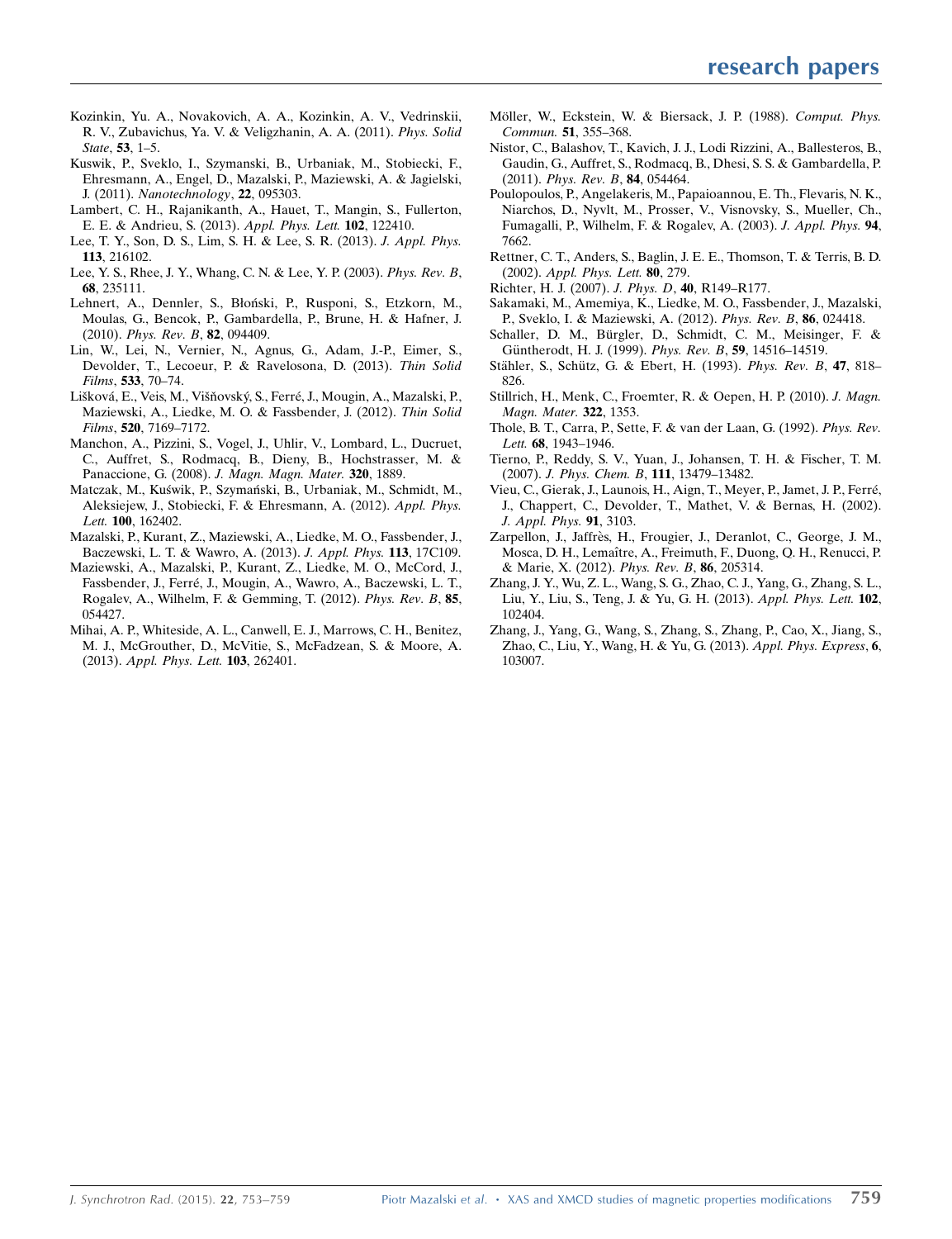Kozinkin, Yu. A., Novakovich, A. A., Kozinkin, A. V., Vedrinskii, R. V., Zubavichus, Ya. V. & Veligzhanin, A. A. (2011). *Phys. Solid State*, **53**, 1–5.

Kuswik, P., Sveklo, I., Szymanski, B., Urbaniak, M., Stobiecki, F., Ehresmann, A., Engel, D., Mazalski, P., Maziewski, A. & Jagielski, J. (2011). *Nanotechnology*, **22**, 095303.

Lambert, C. H., Rajanikanth, A., Hauet, T., Mangin, S., Fullerton, E. E. & Andrieu, S. (2013). *Appl. Phys. Lett.* **102**, 122410.

Lee, T. Y., Son, D. S., Lim, S. H. & Lee, S. R. (2013). *J. Appl. Phys.* **113**, 216102.

Lee, Y. S., Rhee, J. Y., Whang, C. N. & Lee, Y. P. (2003). *Phys. Rev. B*, **68**, 235111.

Lehnert, A., Dennler, S., Błoński, P., Rusponi, S., Etzkorn, M., Moulas, G., Bencok, P., Gambardella, P., Brune, H. & Hafner, J. (2010). *Phys. Rev. B*, **82**, 094409.

Lin, W., Lei, N., Vernier, N., Agnus, G., Adam, J.-P., Eimer, S., Devolder, T., Lecoeur, P. & Ravelosona, D. (2013). *Thin Solid Films*, **533**, 70–74.

Lišková, E., Veis, M., Višňovský, S., Ferré, J., Mougin, A., Mazalski, P., Maziewski, A., Liedke, M. O. & Fassbender, J. (2012). *Thin Solid Films*, **520**, 7169–7172.

Manchon, A., Pizzini, S., Vogel, J., Uhlir, V., Lombard, L., Ducruet, C., Auffret, S., Rodmacq, B., Dieny, B., Hochstrasser, M. & Panaccione, G. (2008). *J. Magn. Magn. Mater.* **320**, 1889.

Matczak, M., Kuświk, P., Szymański, B., Urbaniak, M., Schmidt, M., Aleksiejew, J., Stobiecki, F. & Ehresmann, A. (2012). *Appl. Phys. Lett.* **100**, 162402.

Mazalski, P., Kurant, Z., Maziewski, A., Liedke, M. O., Fassbender, J., Baczewski, L. T. & Wawro, A. (2013). *J. Appl. Phys.* **113**, 17C109.

Maziewski, A., Mazalski, P., Kurant, Z., Liedke, M. O., McCord, J., Fassbender, J., Ferré, J., Mougin, A., Wawro, A., Baczewski, L. T., Rogalev, A., Wilhelm, F. & Gemming, T. (2012). *Phys. Rev. B*, **85**, 054427.

Mihai, A. P., Whiteside, A. L., Canwell, E. J., Marrows, C. H., Benitez, M. J., McGrouther, D., McVitie, S., McFadzean, S. & Moore, A. (2013). *Appl. Phys. Lett.* **103**, 262401.

Möller, W., Eckstein, W. & Biersack, J. P. (1988). *Comput. Phys. Commun.* **51**, 355–368.

Nistor, C., Balashov, T., Kavich, J. J., Lodi Rizzini, A., Ballesteros, B., Gaudin, G., Auffret, S., Rodmacq, B., Dhesi, S. S. & Gambardella, P. (2011). *Phys. Rev. B*, **84**, 054464.

Poulopoulos, P., Angelakeris, M., Papaioannou, E. Th., Flevaris, N. K., Niarchos, D., Nyvlt, M., Prosser, V., Visnovsky, S., Mueller, Ch., Fumagalli, P., Wilhelm, F. & Rogalev, A. (2003). *J. Appl. Phys.* **94**, 7662.

Rettner, C. T., Anders, S., Baglin, J. E. E., Thomson, T. & Terris, B. D. (2002). *Appl. Phys. Lett.* **80**, 279.

Richter, H. J. (2007). *J. Phys. D*, **40**, R149–R177.

Sakamaki, M., Amemiya, K., Liedke, M. O., Fassbender, J., Mazalski, P., Sveklo, I. & Maziewski, A. (2012). *Phys. Rev. B*, **86**, 024418.

Schaller, D. M., Bürgler, D., Schmidt, C. M., Meisinger, F. & Güntherodt, H. J. (1999). *Phys. Rev. B*, **59**, 14516–14519.

Stähler, S., Schütz, G. & Ebert, H. (1993). *Phys. Rev. B*, **47**, 818–826.

Stillrich, H., Menk, C., Froemter, R. & Oepen, H. P. (2010). *J. Magn. Magn. Mater.* **322**, 1353.

Thole, B. T., Carra, P., Sette, F. & van der Laan, G. (1992). *Phys. Rev. Lett.* **68**, 1943–1946.

Tierno, P., Reddy, S. V., Yuan, J., Johansen, T. H. & Fischer, T. M. (2007). *J. Phys. Chem. B*, **111**, 13479–13482.

Vieu, C., Gierak, J., Launois, H., Aign, T., Meyer, P., Jamet, J. P., Ferré, J., Chappert, C., Devolder, T., Mathet, V. & Bernas, H. (2002). *J. Appl. Phys.* **91**, 3103.

Zarpellon, J., Jaffrès, H., Frougier, J., Deranlot, C., George, J. M., Mosca, D. H., Lemaître, A., Freimuth, F., Duong, Q. H., Renucci, P. & Marie, X. (2012). *Phys. Rev. B*, **86**, 205314.

Zhang, J. Y., Wu, Z. L., Wang, S. G., Zhao, C. J., Yang, G., Zhang, S. L., Liu, Y., Liu, S., Teng, J. & Yu, G. H. (2013). *Appl. Phys. Lett.* **102**, 102404.

Zhang, J., Yang, G., Wang, S., Zhang, S., Zhang, P., Cao, X., Jiang, S., Zhao, C., Liu, Y., Wang, H. & Yu, G. (2013). *Appl. Phys. Express*, **6**, 103007.